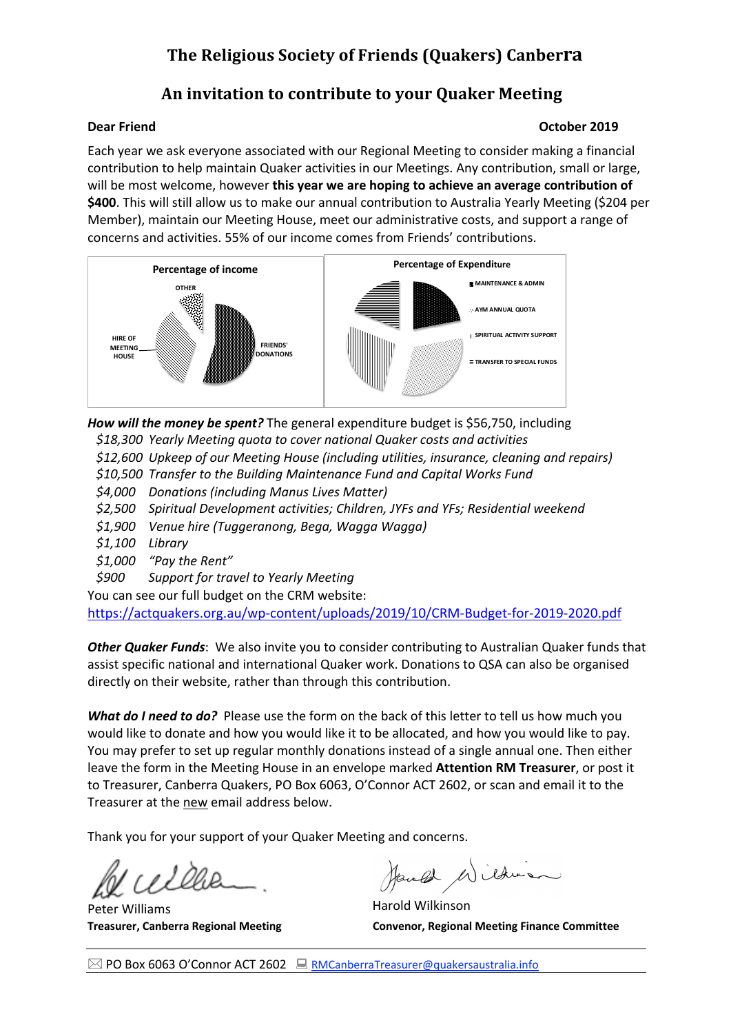# The Religious Society of Friends (Quakers) Canberra

## An invitation to contribute to your Quaker Meeting

**Dear Friend** **October 2019**

Each year we ask everyone associated with our Regional Meeting to consider making a financial contribution to help maintain Quaker activities in our Meetings. Any contribution, small or large, will be most welcome, however **this year we are hoping to achieve an average contribution of $400**. This will still allow us to make our annual contribution to Australia Yearly Meeting ($204 per Member), maintain our Meeting House, meet our administrative costs, and support a range of concerns and activities. 55% of our income comes from Friends' contributions.

Percentage of income

OTHER
HIRE OF MEETING HOUSE
FRIENDS' DONATIONS

Percentage of Expenditure

MAINTENANCE & ADMIN
AYM ANNUAL QUOTA
SPIRITUAL ACTIVITY SUPPORT
TRANSFER TO SPECIAL FUNDS

***How will the money be spent?*** The general expenditure budget is $56,750, including

- *$18,300 Yearly Meeting quota to cover national Quaker costs and activities*
- *$12,600 Upkeep of our Meeting House (including utilities, insurance, cleaning and repairs)*
- *$10,500 Transfer to the Building Maintenance Fund and Capital Works Fund*
- *$4,000 Donations (including Manus Lives Matter)*
- *$2,500 Spiritual Development activities; Children, JYFs and YFs; Residential weekend*
- *$1,900 Venue hire (Tuggeranong, Bega, Wagga Wagga)*
- *$1,100 Library*
- *$1,000 "Pay the Rent"*
- *$900 Support for travel to Yearly Meeting*

You can see our full budget on the CRM website:
https://actquakers.org.au/wp-content/uploads/2019/10/CRM-Budget-for-2019-2020.pdf

***Other Quaker Funds***: We also invite you to consider contributing to Australian Quaker funds that assist specific national and international Quaker work. Donations to QSA can also be organised directly on their website, rather than through this contribution.

***What do I need to do?*** Please use the form on the back of this letter to tell us how much you would like to donate and how you would like it to be allocated, and how you would like to pay. You may prefer to set up regular monthly donations instead of a single annual one. Then either leave the form in the Meeting House in an envelope marked **Attention RM Treasurer**, or post it to Treasurer, Canberra Quakers, PO Box 6063, O'Connor ACT 2602, or scan and email it to the Treasurer at the new email address below.

Thank you for your support of your Quaker Meeting and concerns.

Peter Williams
**Treasurer, Canberra Regional Meeting**

Harold Wilkinson
**Convenor, Regional Meeting Finance Committee**

PO Box 6063 O'Connor ACT 2602 RMCanberraTreasurer@quakersaustralia.info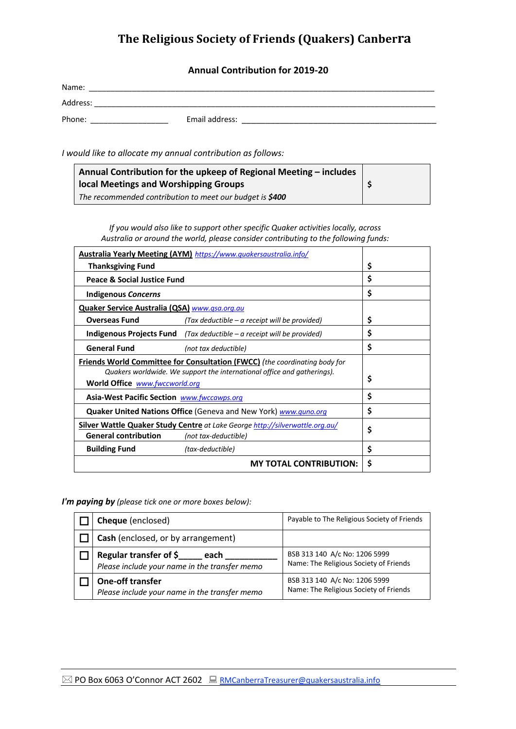# The Religious Society of Friends (Quakers) Canberra

## Annual Contribution for 2019-20

Name: ____________________________________________________________________________

Address: __________________________________________________________________________

Phone: __________________ Email address: ___________________________________________

*I would like to allocate my annual contribution as follows:*

| | |
|---|---|
| **Annual Contribution for the upkeep of Regional Meeting – includes local Meetings and Worshipping Groups**<br>*The recommended contribution to meet our budget is **$400*** | $ |

*If you would also like to support other specific Quaker activities locally, across Australia or around the world, please consider contributing to the following funds:*

| | |
|---|---|
| **Australia Yearly Meeting (AYM)** [https://www.quakersaustralia.info/](https://www.quakersaustralia.info/)<br>**Thanksgiving Fund** | $ |
| **Peace & Social Justice Fund** | $ |
| **Indigenous *Concerns*** | $ |
| **Quaker Service Australia (QSA)** [www.qsa.org.au](www.qsa.org.au)<br>**Overseas Fund** *(Tax deductible – a receipt will be provided)* | $ |
| **Indigenous Projects Fund** *(Tax deductible – a receipt will be provided)* | $ |
| **General Fund** *(not tax deductible)* | $ |
| **Friends World Committee for Consultation (FWCC)** *(the coordinating body for Quakers worldwide. We support the international office and gatherings).*<br>**World Office** [www.fwccworld.org](www.fwccworld.org) | $ |
| **Asia-West Pacific Section** [www.fwccawps.org](www.fwccawps.org) | $ |
| **Quaker United Nations Office** (Geneva and New York) [www.quno.org](www.quno.org) | $ |
| **Silver Wattle Quaker Study Centre** *at Lake George* [http://silverwattle.org.au/](http://silverwattle.org.au/)<br>**General contribution** *(not tax-deductible)* | $ |
| **Building Fund** *(tax-deductible)* | $ |
| **MY TOTAL CONTRIBUTION:** | $ |

***I'm paying by*** *(please tick one or more boxes below):*

| | | |
|---|---|---|
| ☐ | **Cheque** (enclosed) | Payable to The Religious Society of Friends |
| ☐ | **Cash** (enclosed, or by arrangement) | |
| ☐ | **Regular transfer of $_____ each ___________**<br>*Please include your name in the transfer memo* | BSB 313 140 A/c No: 1206 5999<br>Name: The Religious Society of Friends |
| ☐ | **One-off transfer**<br>*Please include your name in the transfer memo* | BSB 313 140 A/c No: 1206 5999<br>Name: The Religious Society of Friends |

✉ PO Box 6063 O'Connor ACT 2602 💻 [RMCanberraTreasurer@quakersaustralia.info](mailto:RMCanberraTreasurer@quakersaustralia.info)